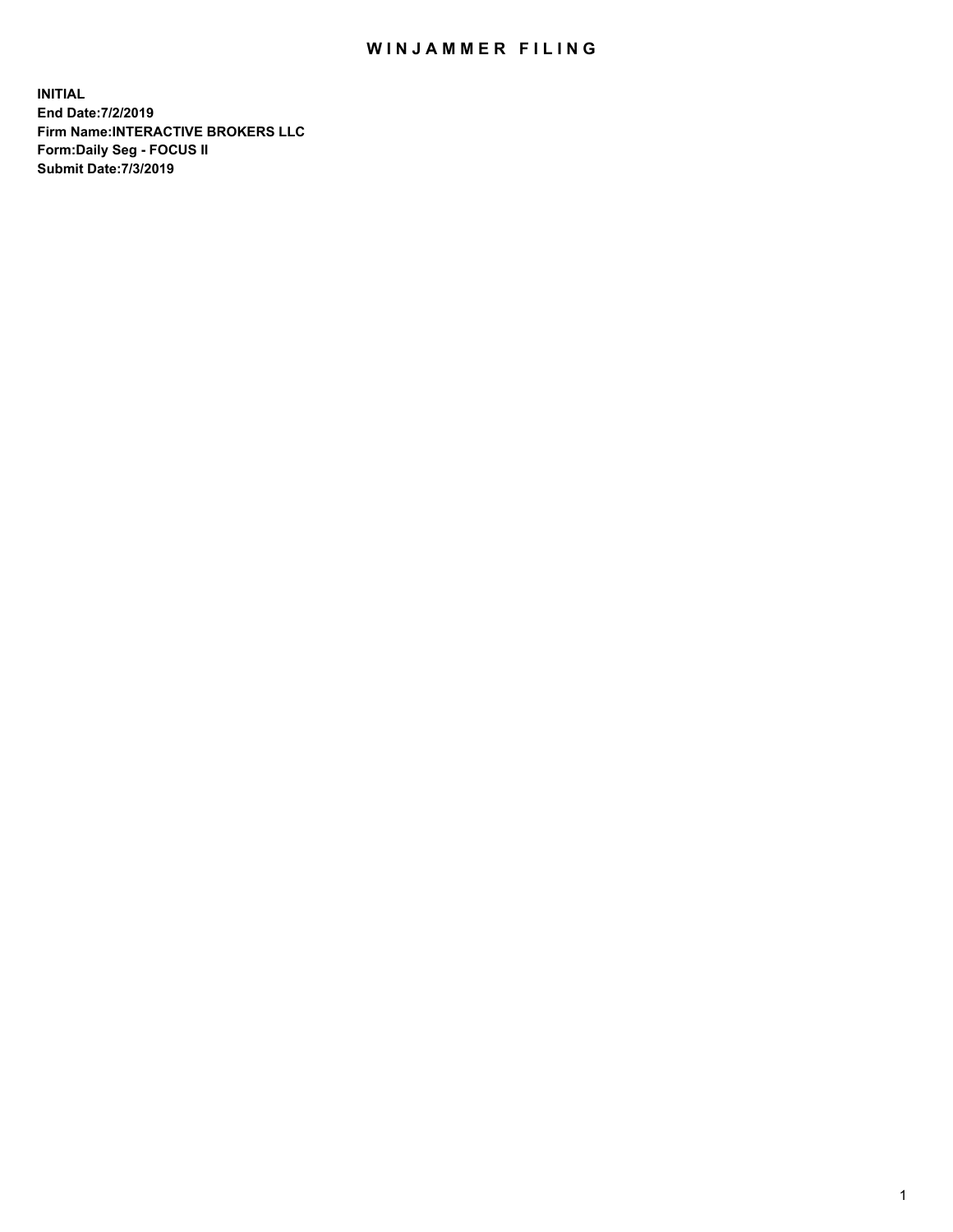# WINJAMMER FILING

**INITIAL**
**End Date:7/2/2019**
**Firm Name:INTERACTIVE BROKERS LLC**
**Form:Daily Seg - FOCUS II**
**Submit Date:7/3/2019**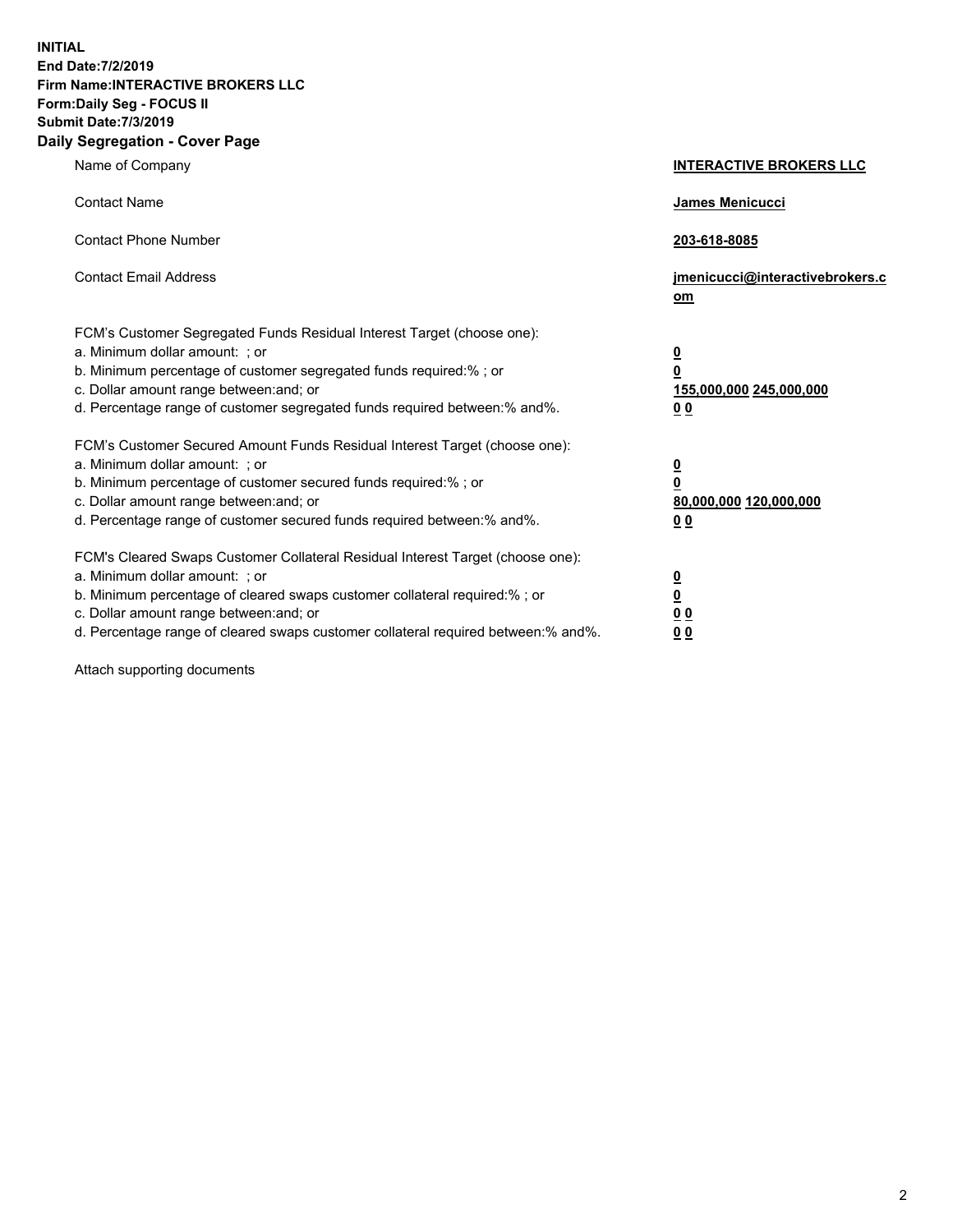**INITIAL**
**End Date:7/2/2019**
**Firm Name:INTERACTIVE BROKERS LLC**
**Form:Daily Seg - FOCUS II**
**Submit Date:7/3/2019**
**Daily Segregation - Cover Page**

| | |
|---|---|
| Name of Company | **INTERACTIVE BROKERS LLC** |
| Contact Name | **James Menicucci** |
| Contact Phone Number | **203-618-8085** |
| Contact Email Address | **jmenicucci@interactivebrokers.com** |
| FCM's Customer Segregated Funds Residual Interest Target (choose one): | |
| a. Minimum dollar amount: ; or | **0** |
| b. Minimum percentage of customer segregated funds required:% ; or | **0** |
| c. Dollar amount range between:and; or | **155,000,000 245,000,000** |
| d. Percentage range of customer segregated funds required between:% and%. | **0 0** |
| FCM's Customer Secured Amount Funds Residual Interest Target (choose one): | |
| a. Minimum dollar amount: ; or | **0** |
| b. Minimum percentage of customer secured funds required:% ; or | **0** |
| c. Dollar amount range between:and; or | **80,000,000 120,000,000** |
| d. Percentage range of customer secured funds required between:% and%. | **0 0** |
| FCM's Cleared Swaps Customer Collateral Residual Interest Target (choose one): | |
| a. Minimum dollar amount: ; or | **0** |
| b. Minimum percentage of cleared swaps customer collateral required:% ; or | **0** |
| c. Dollar amount range between:and; or | **0 0** |
| d. Percentage range of cleared swaps customer collateral required between:% and%. | **0 0** |

Attach supporting documents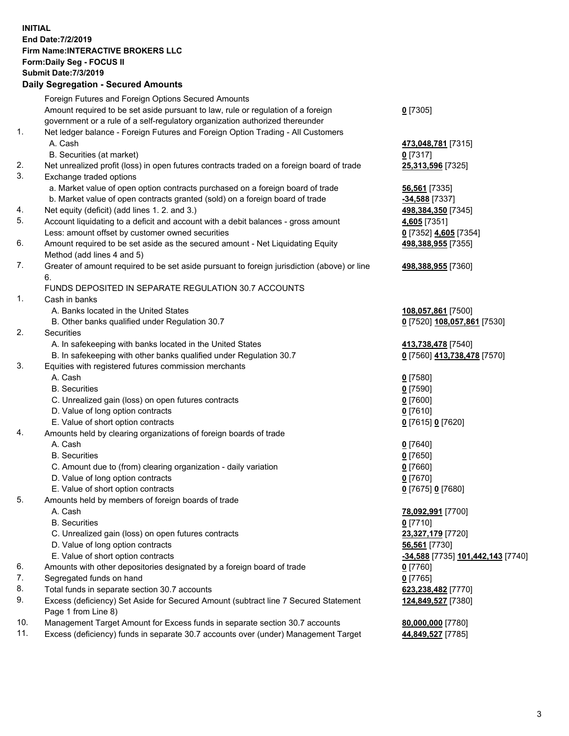**INITIAL**
**End Date:7/2/2019**
**Firm Name:INTERACTIVE BROKERS LLC**
**Form:Daily Seg - FOCUS II**
**Submit Date:7/3/2019**

## Daily Segregation - Secured Amounts

| | | |
|---|---|---|
| | Foreign Futures and Foreign Options Secured Amounts | |
| | Amount required to be set aside pursuant to law, rule or regulation of a foreign government or a rule of a self-regulatory organization authorized thereunder | **0** [7305] |
| 1. | Net ledger balance - Foreign Futures and Foreign Option Trading - All Customers | |
| | A. Cash | **473,048,781** [7315] |
| | B. Securities (at market) | **0** [7317] |
| 2. | Net unrealized profit (loss) in open futures contracts traded on a foreign board of trade | **25,313,596** [7325] |
| 3. | Exchange traded options | |
| | a. Market value of open option contracts purchased on a foreign board of trade | **56,561** [7335] |
| | b. Market value of open contracts granted (sold) on a foreign board of trade | **-34,588** [7337] |
| 4. | Net equity (deficit) (add lines 1. 2. and 3.) | **498,384,350** [7345] |
| 5. | Account liquidating to a deficit and account with a debit balances - gross amount | **4,605** [7351] |
| | Less: amount offset by customer owned securities | **0** [7352] **4,605** [7354] |
| 6. | Amount required to be set aside as the secured amount - Net Liquidating Equity Method (add lines 4 and 5) | **498,388,955** [7355] |
| 7. | Greater of amount required to be set aside pursuant to foreign jurisdiction (above) or line 6. | **498,388,955** [7360] |
| | FUNDS DEPOSITED IN SEPARATE REGULATION 30.7 ACCOUNTS | |
| 1. | Cash in banks | |
| | A. Banks located in the United States | **108,057,861** [7500] |
| | B. Other banks qualified under Regulation 30.7 | **0** [7520] **108,057,861** [7530] |
| 2. | Securities | |
| | A. In safekeeping with banks located in the United States | **413,738,478** [7540] |
| | B. In safekeeping with other banks qualified under Regulation 30.7 | **0** [7560] **413,738,478** [7570] |
| 3. | Equities with registered futures commission merchants | |
| | A. Cash | **0** [7580] |
| | B. Securities | **0** [7590] |
| | C. Unrealized gain (loss) on open futures contracts | **0** [7600] |
| | D. Value of long option contracts | **0** [7610] |
| | E. Value of short option contracts | **0** [7615] **0** [7620] |
| 4. | Amounts held by clearing organizations of foreign boards of trade | |
| | A. Cash | **0** [7640] |
| | B. Securities | **0** [7650] |
| | C. Amount due to (from) clearing organization - daily variation | **0** [7660] |
| | D. Value of long option contracts | **0** [7670] |
| | E. Value of short option contracts | **0** [7675] **0** [7680] |
| 5. | Amounts held by members of foreign boards of trade | |
| | A. Cash | **78,092,991** [7700] |
| | B. Securities | **0** [7710] |
| | C. Unrealized gain (loss) on open futures contracts | **23,327,179** [7720] |
| | D. Value of long option contracts | **56,561** [7730] |
| | E. Value of short option contracts | **-34,588** [7735] **101,442,143** [7740] |
| 6. | Amounts with other depositories designated by a foreign board of trade | **0** [7760] |
| 7. | Segregated funds on hand | **0** [7765] |
| 8. | Total funds in separate section 30.7 accounts | **623,238,482** [7770] |
| 9. | Excess (deficiency) Set Aside for Secured Amount (subtract line 7 Secured Statement Page 1 from Line 8) | **124,849,527** [7380] |
| 10. | Management Target Amount for Excess funds in separate section 30.7 accounts | **80,000,000** [7780] |
| 11. | Excess (deficiency) funds in separate 30.7 accounts over (under) Management Target | **44,849,527** [7785] |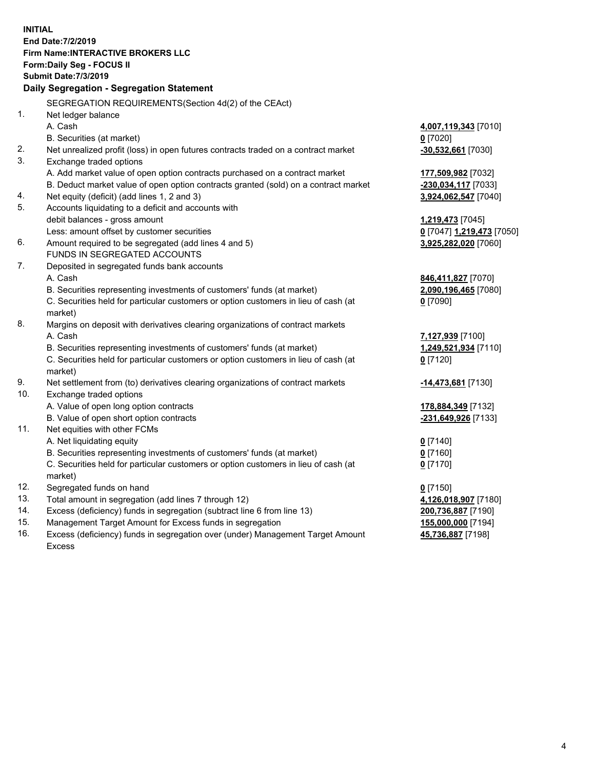**INITIAL**
**End Date:7/2/2019**
**Firm Name:INTERACTIVE BROKERS LLC**
**Form:Daily Seg - FOCUS II**
**Submit Date:7/3/2019**

## Daily Segregation - Segregation Statement

| | | |
|---|---|---|
| | SEGREGATION REQUIREMENTS(Section 4d(2) of the CEAct) | |
| 1. | Net ledger balance | |
| | A. Cash | **4,007,119,343** [7010] |
| | B. Securities (at market) | **0** [7020] |
| 2. | Net unrealized profit (loss) in open futures contracts traded on a contract market | **-30,532,661** [7030] |
| 3. | Exchange traded options | |
| | A. Add market value of open option contracts purchased on a contract market | **177,509,982** [7032] |
| | B. Deduct market value of open option contracts granted (sold) on a contract market | **-230,034,117** [7033] |
| 4. | Net equity (deficit) (add lines 1, 2 and 3) | **3,924,062,547** [7040] |
| 5. | Accounts liquidating to a deficit and accounts with | |
| | debit balances - gross amount | **1,219,473** [7045] |
| | Less: amount offset by customer securities | **0** [7047] **1,219,473** [7050] |
| 6. | Amount required to be segregated (add lines 4 and 5) | **3,925,282,020** [7060] |
| | FUNDS IN SEGREGATED ACCOUNTS | |
| 7. | Deposited in segregated funds bank accounts | |
| | A. Cash | **846,411,827** [7070] |
| | B. Securities representing investments of customers' funds (at market) | **2,090,196,465** [7080] |
| | C. Securities held for particular customers or option customers in lieu of cash (at market) | **0** [7090] |
| 8. | Margins on deposit with derivatives clearing organizations of contract markets | |
| | A. Cash | **7,127,939** [7100] |
| | B. Securities representing investments of customers' funds (at market) | **1,249,521,934** [7110] |
| | C. Securities held for particular customers or option customers in lieu of cash (at market) | **0** [7120] |
| 9. | Net settlement from (to) derivatives clearing organizations of contract markets | **-14,473,681** [7130] |
| 10. | Exchange traded options | |
| | A. Value of open long option contracts | **178,884,349** [7132] |
| | B. Value of open short option contracts | **-231,649,926** [7133] |
| 11. | Net equities with other FCMs | |
| | A. Net liquidating equity | **0** [7140] |
| | B. Securities representing investments of customers' funds (at market) | **0** [7160] |
| | C. Securities held for particular customers or option customers in lieu of cash (at market) | **0** [7170] |
| 12. | Segregated funds on hand | **0** [7150] |
| 13. | Total amount in segregation (add lines 7 through 12) | **4,126,018,907** [7180] |
| 14. | Excess (deficiency) funds in segregation (subtract line 6 from line 13) | **200,736,887** [7190] |
| 15. | Management Target Amount for Excess funds in segregation | **155,000,000** [7194] |
| 16. | Excess (deficiency) funds in segregation over (under) Management Target Amount Excess | **45,736,887** [7198] |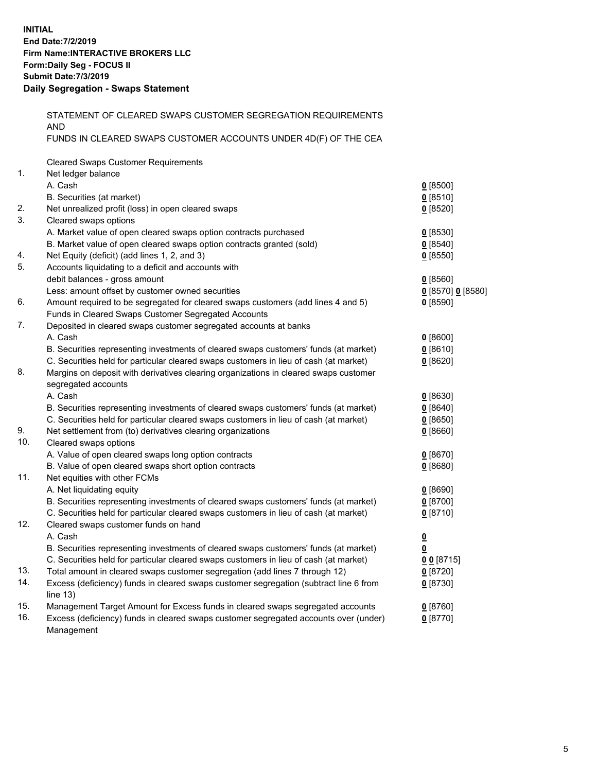**INITIAL**
**End Date:7/2/2019**
**Firm Name:INTERACTIVE BROKERS LLC**
**Form:Daily Seg - FOCUS II**
**Submit Date:7/3/2019**
**Daily Segregation - Swaps Statement**

STATEMENT OF CLEARED SWAPS CUSTOMER SEGREGATION REQUIREMENTS AND FUNDS IN CLEARED SWAPS CUSTOMER ACCOUNTS UNDER 4D(F) OF THE CEA

| | | |
|---|---|---|
| | Cleared Swaps Customer Requirements | |
| 1. | Net ledger balance | |
| | A. Cash | 0 [8500] |
| | B. Securities (at market) | 0 [8510] |
| 2. | Net unrealized profit (loss) in open cleared swaps | 0 [8520] |
| 3. | Cleared swaps options | |
| | A. Market value of open cleared swaps option contracts purchased | 0 [8530] |
| | B. Market value of open cleared swaps option contracts granted (sold) | 0 [8540] |
| 4. | Net Equity (deficit) (add lines 1, 2, and 3) | 0 [8550] |
| 5. | Accounts liquidating to a deficit and accounts with debit balances - gross amount | 0 [8560] |
| | Less: amount offset by customer owned securities | 0 [8570] 0 [8580] |
| 6. | Amount required to be segregated for cleared swaps customers (add lines 4 and 5) | 0 [8590] |
| | Funds in Cleared Swaps Customer Segregated Accounts | |
| 7. | Deposited in cleared swaps customer segregated accounts at banks | |
| | A. Cash | 0 [8600] |
| | B. Securities representing investments of cleared swaps customers' funds (at market) | 0 [8610] |
| | C. Securities held for particular cleared swaps customers in lieu of cash (at market) | 0 [8620] |
| 8. | Margins on deposit with derivatives clearing organizations in cleared swaps customer segregated accounts | |
| | A. Cash | 0 [8630] |
| | B. Securities representing investments of cleared swaps customers' funds (at market) | 0 [8640] |
| | C. Securities held for particular cleared swaps customers in lieu of cash (at market) | 0 [8650] |
| 9. | Net settlement from (to) derivatives clearing organizations | 0 [8660] |
| 10. | Cleared swaps options | |
| | A. Value of open cleared swaps long option contracts | 0 [8670] |
| | B. Value of open cleared swaps short option contracts | 0 [8680] |
| 11. | Net equities with other FCMs | |
| | A. Net liquidating equity | 0 [8690] |
| | B. Securities representing investments of cleared swaps customers' funds (at market) | 0 [8700] |
| | C. Securities held for particular cleared swaps customers in lieu of cash (at market) | 0 [8710] |
| 12. | Cleared swaps customer funds on hand | |
| | A. Cash | 0 |
| | B. Securities representing investments of cleared swaps customers' funds (at market) | 0 |
| | C. Securities held for particular cleared swaps customers in lieu of cash (at market) | 0 0 [8715] |
| 13. | Total amount in cleared swaps customer segregation (add lines 7 through 12) | 0 [8720] |
| 14. | Excess (deficiency) funds in cleared swaps customer segregation (subtract line 6 from line 13) | 0 [8730] |
| 15. | Management Target Amount for Excess funds in cleared swaps segregated accounts | 0 [8760] |
| 16. | Excess (deficiency) funds in cleared swaps customer segregated accounts over (under) Management | 0 [8770] |